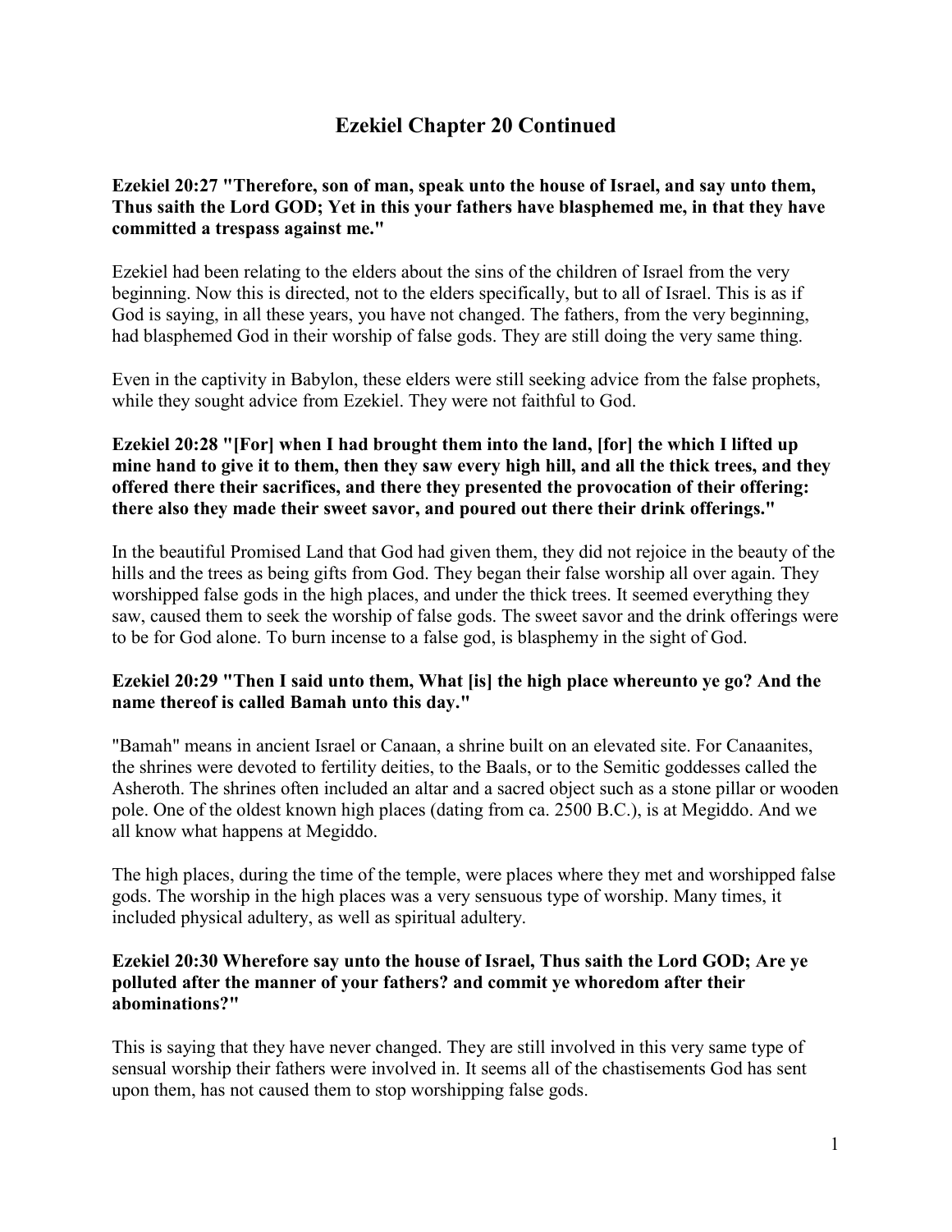# Ezekiel Chapter 20 Continued

**Ezekiel 20:27 "Therefore, son of man, speak unto the house of Israel, and say unto them, Thus saith the Lord GOD; Yet in this your fathers have blasphemed me, in that they have committed a trespass against me."**

Ezekiel had been relating to the elders about the sins of the children of Israel from the very beginning. Now this is directed, not to the elders specifically, but to all of Israel. This is as if God is saying, in all these years, you have not changed. The fathers, from the very beginning, had blasphemed God in their worship of false gods. They are still doing the very same thing.

Even in the captivity in Babylon, these elders were still seeking advice from the false prophets, while they sought advice from Ezekiel. They were not faithful to God.

**Ezekiel 20:28 "[For] when I had brought them into the land, [for] the which I lifted up mine hand to give it to them, then they saw every high hill, and all the thick trees, and they offered there their sacrifices, and there they presented the provocation of their offering: there also they made their sweet savor, and poured out there their drink offerings."**

In the beautiful Promised Land that God had given them, they did not rejoice in the beauty of the hills and the trees as being gifts from God. They began their false worship all over again. They worshipped false gods in the high places, and under the thick trees. It seemed everything they saw, caused them to seek the worship of false gods. The sweet savor and the drink offerings were to be for God alone. To burn incense to a false god, is blasphemy in the sight of God.

**Ezekiel 20:29 "Then I said unto them, What [is] the high place whereunto ye go? And the name thereof is called Bamah unto this day."**

"Bamah" means in ancient Israel or Canaan, a shrine built on an elevated site. For Canaanites, the shrines were devoted to fertility deities, to the Baals, or to the Semitic goddesses called the Asheroth. The shrines often included an altar and a sacred object such as a stone pillar or wooden pole. One of the oldest known high places (dating from ca. 2500 B.C.), is at Megiddo. And we all know what happens at Megiddo.

The high places, during the time of the temple, were places where they met and worshipped false gods. The worship in the high places was a very sensuous type of worship. Many times, it included physical adultery, as well as spiritual adultery.

**Ezekiel 20:30 Wherefore say unto the house of Israel, Thus saith the Lord GOD; Are ye polluted after the manner of your fathers? and commit ye whoredom after their abominations?"**

This is saying that they have never changed. They are still involved in this very same type of sensual worship their fathers were involved in. It seems all of the chastisements God has sent upon them, has not caused them to stop worshipping false gods.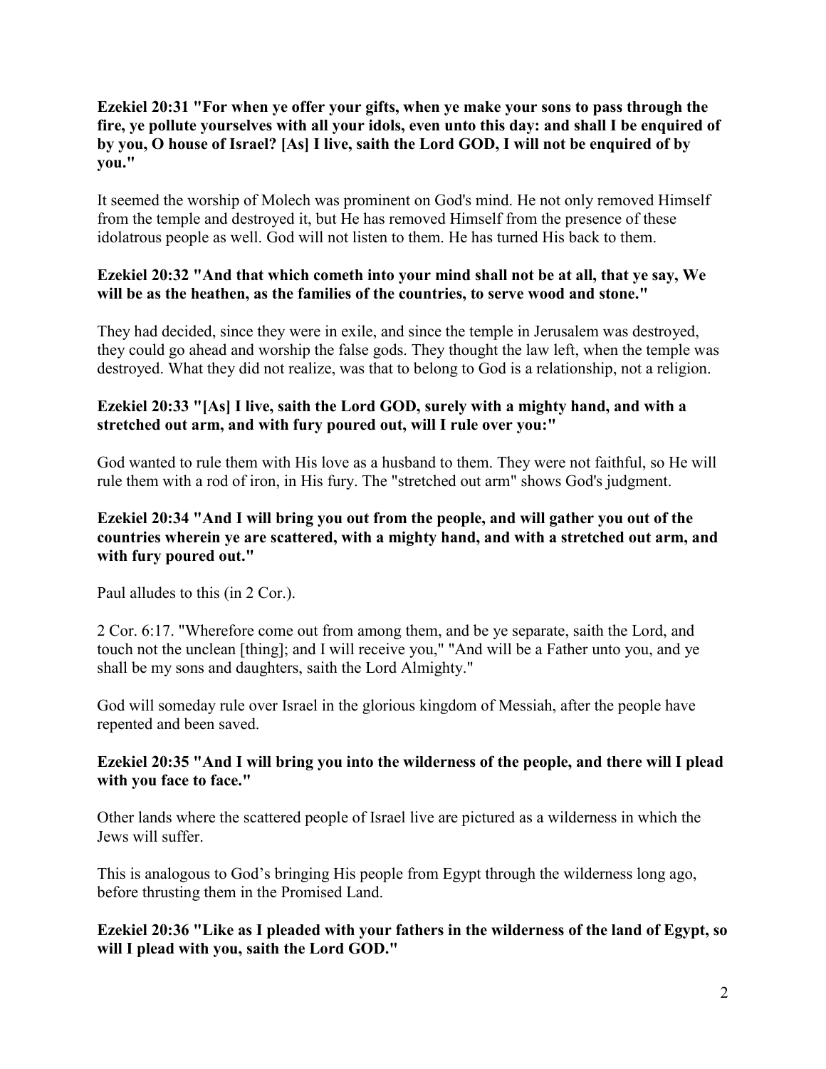**Ezekiel 20:31 "For when ye offer your gifts, when ye make your sons to pass through the fire, ye pollute yourselves with all your idols, even unto this day: and shall I be enquired of by you, O house of Israel? [As] I live, saith the Lord GOD, I will not be enquired of by you."**

It seemed the worship of Molech was prominent on God's mind. He not only removed Himself from the temple and destroyed it, but He has removed Himself from the presence of these idolatrous people as well. God will not listen to them. He has turned His back to them.

**Ezekiel 20:32 "And that which cometh into your mind shall not be at all, that ye say, We will be as the heathen, as the families of the countries, to serve wood and stone."**

They had decided, since they were in exile, and since the temple in Jerusalem was destroyed, they could go ahead and worship the false gods. They thought the law left, when the temple was destroyed. What they did not realize, was that to belong to God is a relationship, not a religion.

**Ezekiel 20:33 "[As] I live, saith the Lord GOD, surely with a mighty hand, and with a stretched out arm, and with fury poured out, will I rule over you:"**

God wanted to rule them with His love as a husband to them. They were not faithful, so He will rule them with a rod of iron, in His fury. The "stretched out arm" shows God's judgment.

**Ezekiel 20:34 "And I will bring you out from the people, and will gather you out of the countries wherein ye are scattered, with a mighty hand, and with a stretched out arm, and with fury poured out."**

Paul alludes to this (in 2 Cor.).

2 Cor. 6:17. "Wherefore come out from among them, and be ye separate, saith the Lord, and touch not the unclean [thing]; and I will receive you," "And will be a Father unto you, and ye shall be my sons and daughters, saith the Lord Almighty."

God will someday rule over Israel in the glorious kingdom of Messiah, after the people have repented and been saved.

**Ezekiel 20:35 "And I will bring you into the wilderness of the people, and there will I plead with you face to face."**

Other lands where the scattered people of Israel live are pictured as a wilderness in which the Jews will suffer.

This is analogous to God's bringing His people from Egypt through the wilderness long ago, before thrusting them in the Promised Land.

**Ezekiel 20:36 "Like as I pleaded with your fathers in the wilderness of the land of Egypt, so will I plead with you, saith the Lord GOD."**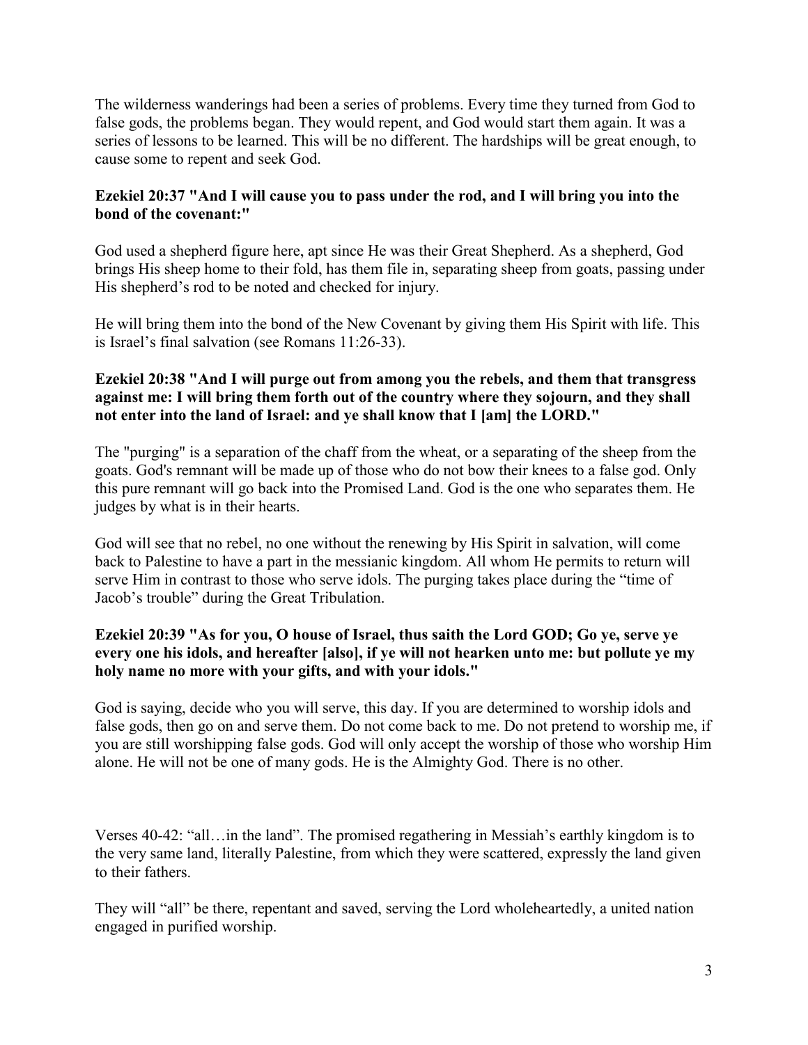The wilderness wanderings had been a series of problems. Every time they turned from God to false gods, the problems began. They would repent, and God would start them again. It was a series of lessons to be learned. This will be no different. The hardships will be great enough, to cause some to repent and seek God.

**Ezekiel 20:37 "And I will cause you to pass under the rod, and I will bring you into the bond of the covenant:"**

God used a shepherd figure here, apt since He was their Great Shepherd. As a shepherd, God brings His sheep home to their fold, has them file in, separating sheep from goats, passing under His shepherd's rod to be noted and checked for injury.

He will bring them into the bond of the New Covenant by giving them His Spirit with life. This is Israel's final salvation (see Romans 11:26-33).

**Ezekiel 20:38 "And I will purge out from among you the rebels, and them that transgress against me: I will bring them forth out of the country where they sojourn, and they shall not enter into the land of Israel: and ye shall know that I [am] the LORD."**

The "purging" is a separation of the chaff from the wheat, or a separating of the sheep from the goats. God's remnant will be made up of those who do not bow their knees to a false god. Only this pure remnant will go back into the Promised Land. God is the one who separates them. He judges by what is in their hearts.

God will see that no rebel, no one without the renewing by His Spirit in salvation, will come back to Palestine to have a part in the messianic kingdom. All whom He permits to return will serve Him in contrast to those who serve idols. The purging takes place during the "time of Jacob's trouble" during the Great Tribulation.

**Ezekiel 20:39 "As for you, O house of Israel, thus saith the Lord GOD; Go ye, serve ye every one his idols, and hereafter [also], if ye will not hearken unto me: but pollute ye my holy name no more with your gifts, and with your idols."**

God is saying, decide who you will serve, this day. If you are determined to worship idols and false gods, then go on and serve them. Do not come back to me. Do not pretend to worship me, if you are still worshipping false gods. God will only accept the worship of those who worship Him alone. He will not be one of many gods. He is the Almighty God. There is no other.

Verses 40-42: "all…in the land". The promised regathering in Messiah's earthly kingdom is to the very same land, literally Palestine, from which they were scattered, expressly the land given to their fathers.

They will "all" be there, repentant and saved, serving the Lord wholeheartedly, a united nation engaged in purified worship.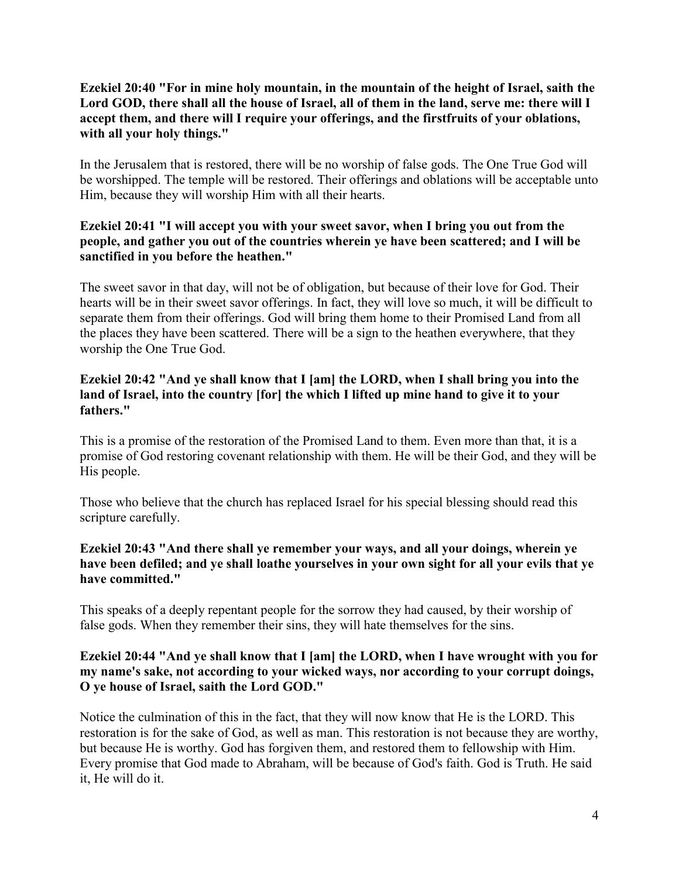**Ezekiel 20:40 "For in mine holy mountain, in the mountain of the height of Israel, saith the Lord GOD, there shall all the house of Israel, all of them in the land, serve me: there will I accept them, and there will I require your offerings, and the firstfruits of your oblations, with all your holy things."**

In the Jerusalem that is restored, there will be no worship of false gods. The One True God will be worshipped. The temple will be restored. Their offerings and oblations will be acceptable unto Him, because they will worship Him with all their hearts.

**Ezekiel 20:41 "I will accept you with your sweet savor, when I bring you out from the people, and gather you out of the countries wherein ye have been scattered; and I will be sanctified in you before the heathen."**

The sweet savor in that day, will not be of obligation, but because of their love for God. Their hearts will be in their sweet savor offerings. In fact, they will love so much, it will be difficult to separate them from their offerings. God will bring them home to their Promised Land from all the places they have been scattered. There will be a sign to the heathen everywhere, that they worship the One True God.

**Ezekiel 20:42 "And ye shall know that I [am] the LORD, when I shall bring you into the land of Israel, into the country [for] the which I lifted up mine hand to give it to your fathers."**

This is a promise of the restoration of the Promised Land to them. Even more than that, it is a promise of God restoring covenant relationship with them. He will be their God, and they will be His people.

Those who believe that the church has replaced Israel for his special blessing should read this scripture carefully.

**Ezekiel 20:43 "And there shall ye remember your ways, and all your doings, wherein ye have been defiled; and ye shall loathe yourselves in your own sight for all your evils that ye have committed."**

This speaks of a deeply repentant people for the sorrow they had caused, by their worship of false gods. When they remember their sins, they will hate themselves for the sins.

**Ezekiel 20:44 "And ye shall know that I [am] the LORD, when I have wrought with you for my name's sake, not according to your wicked ways, nor according to your corrupt doings, O ye house of Israel, saith the Lord GOD."**

Notice the culmination of this in the fact, that they will now know that He is the LORD. This restoration is for the sake of God, as well as man. This restoration is not because they are worthy, but because He is worthy. God has forgiven them, and restored them to fellowship with Him. Every promise that God made to Abraham, will be because of God's faith. God is Truth. He said it, He will do it.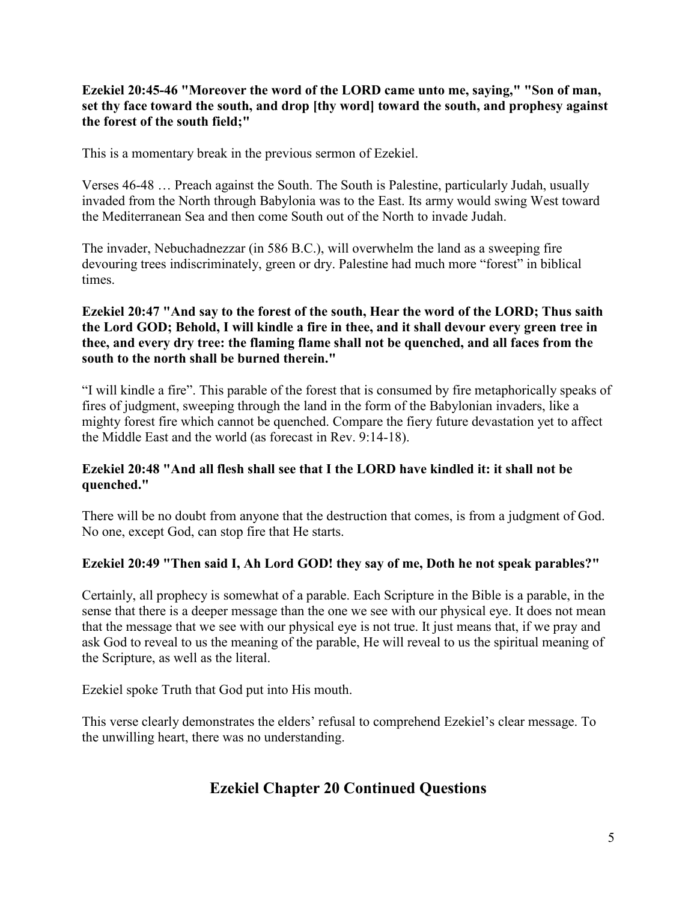**Ezekiel 20:45-46 "Moreover the word of the LORD came unto me, saying," "Son of man, set thy face toward the south, and drop [thy word] toward the south, and prophesy against the forest of the south field;"**

This is a momentary break in the previous sermon of Ezekiel.

Verses 46-48 … Preach against the South. The South is Palestine, particularly Judah, usually invaded from the North through Babylonia was to the East. Its army would swing West toward the Mediterranean Sea and then come South out of the North to invade Judah.

The invader, Nebuchadnezzar (in 586 B.C.), will overwhelm the land as a sweeping fire devouring trees indiscriminately, green or dry. Palestine had much more "forest" in biblical times.

**Ezekiel 20:47 "And say to the forest of the south, Hear the word of the LORD; Thus saith the Lord GOD; Behold, I will kindle a fire in thee, and it shall devour every green tree in thee, and every dry tree: the flaming flame shall not be quenched, and all faces from the south to the north shall be burned therein."**

"I will kindle a fire". This parable of the forest that is consumed by fire metaphorically speaks of fires of judgment, sweeping through the land in the form of the Babylonian invaders, like a mighty forest fire which cannot be quenched. Compare the fiery future devastation yet to affect the Middle East and the world (as forecast in Rev. 9:14-18).

**Ezekiel 20:48 "And all flesh shall see that I the LORD have kindled it: it shall not be quenched."**

There will be no doubt from anyone that the destruction that comes, is from a judgment of God. No one, except God, can stop fire that He starts.

**Ezekiel 20:49 "Then said I, Ah Lord GOD! they say of me, Doth he not speak parables?"**

Certainly, all prophecy is somewhat of a parable. Each Scripture in the Bible is a parable, in the sense that there is a deeper message than the one we see with our physical eye. It does not mean that the message that we see with our physical eye is not true. It just means that, if we pray and ask God to reveal to us the meaning of the parable, He will reveal to us the spiritual meaning of the Scripture, as well as the literal.

Ezekiel spoke Truth that God put into His mouth.

This verse clearly demonstrates the elders' refusal to comprehend Ezekiel's clear message. To the unwilling heart, there was no understanding.

## Ezekiel Chapter 20 Continued Questions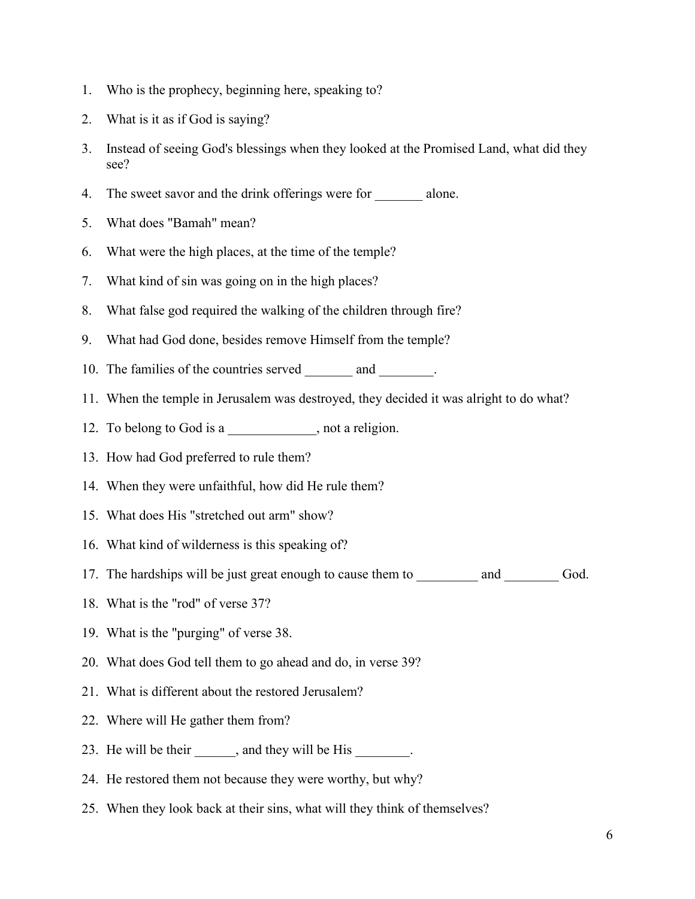1. Who is the prophecy, beginning here, speaking to?
2. What is it as if God is saying?
3. Instead of seeing God's blessings when they looked at the Promised Land, what did they see?
4. The sweet savor and the drink offerings were for _______ alone.
5. What does "Bamah" mean?
6. What were the high places, at the time of the temple?
7. What kind of sin was going on in the high places?
8. What false god required the walking of the children through fire?
9. What had God done, besides remove Himself from the temple?
10. The families of the countries served _______ and ________.
11. When the temple in Jerusalem was destroyed, they decided it was alright to do what?
12. To belong to God is a _____________, not a religion.
13. How had God preferred to rule them?
14. When they were unfaithful, how did He rule them?
15. What does His "stretched out arm" show?
16. What kind of wilderness is this speaking of?
17. The hardships will be just great enough to cause them to _________ and ________ God.
18. What is the "rod" of verse 37?
19. What is the "purging" of verse 38.
20. What does God tell them to go ahead and do, in verse 39?
21. What is different about the restored Jerusalem?
22. Where will He gather them from?
23. He will be their ______, and they will be His ________.
24. He restored them not because they were worthy, but why?
25. When they look back at their sins, what will they think of themselves?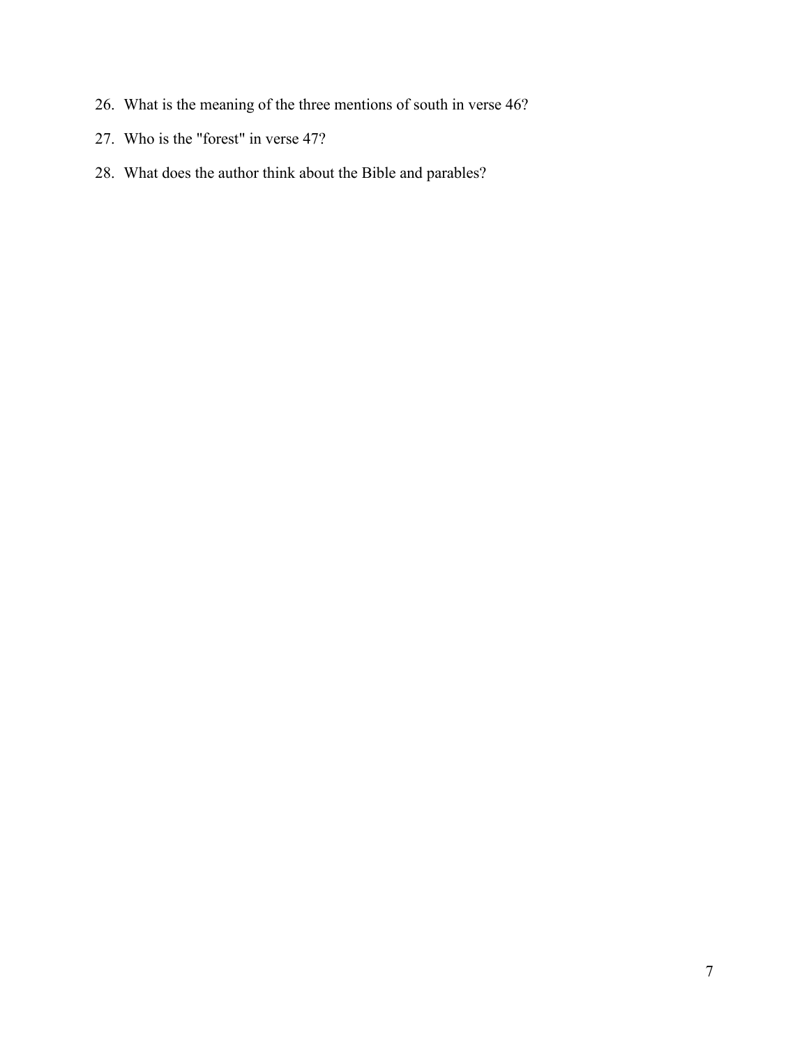26. What is the meaning of the three mentions of south in verse 46?
27. Who is the "forest" in verse 47?
28. What does the author think about the Bible and parables?